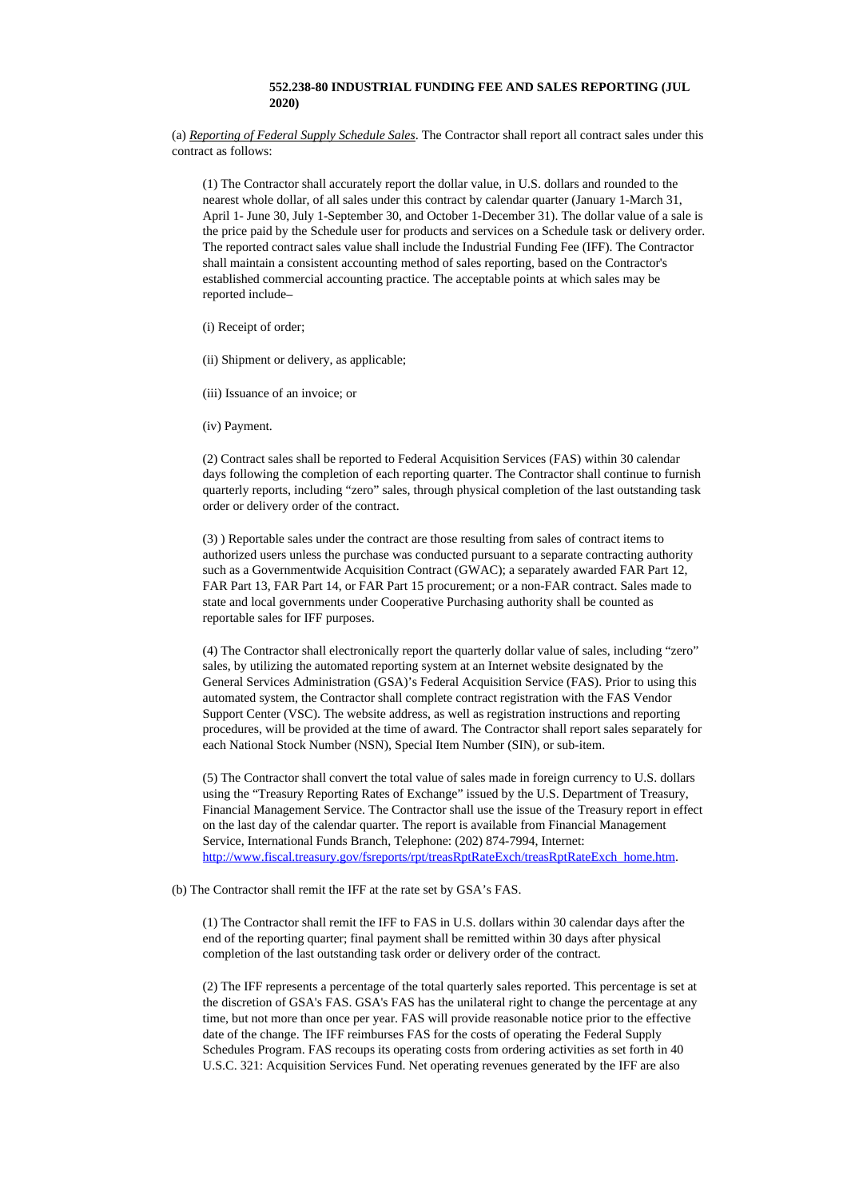**552.238-80 INDUSTRIAL FUNDING FEE AND SALES REPORTING (JUL 2020)**

(a) *Reporting of Federal Supply Schedule Sales*. The Contractor shall report all contract sales under this contract as follows:

(1) The Contractor shall accurately report the dollar value, in U.S. dollars and rounded to the nearest whole dollar, of all sales under this contract by calendar quarter (January 1-March 31, April 1- June 30, July 1-September 30, and October 1-December 31). The dollar value of a sale is the price paid by the Schedule user for products and services on a Schedule task or delivery order. The reported contract sales value shall include the Industrial Funding Fee (IFF). The Contractor shall maintain a consistent accounting method of sales reporting, based on the Contractor's established commercial accounting practice. The acceptable points at which sales may be reported include–

(i) Receipt of order;

(ii) Shipment or delivery, as applicable;

(iii) Issuance of an invoice; or

(iv) Payment.

(2) Contract sales shall be reported to Federal Acquisition Services (FAS) within 30 calendar days following the completion of each reporting quarter. The Contractor shall continue to furnish quarterly reports, including "zero" sales, through physical completion of the last outstanding task order or delivery order of the contract.

(3) ) Reportable sales under the contract are those resulting from sales of contract items to authorized users unless the purchase was conducted pursuant to a separate contracting authority such as a Governmentwide Acquisition Contract (GWAC); a separately awarded FAR Part 12, FAR Part 13, FAR Part 14, or FAR Part 15 procurement; or a non-FAR contract. Sales made to state and local governments under Cooperative Purchasing authority shall be counted as reportable sales for IFF purposes.

(4) The Contractor shall electronically report the quarterly dollar value of sales, including "zero" sales, by utilizing the automated reporting system at an Internet website designated by the General Services Administration (GSA)'s Federal Acquisition Service (FAS). Prior to using this automated system, the Contractor shall complete contract registration with the FAS Vendor Support Center (VSC). The website address, as well as registration instructions and reporting procedures, will be provided at the time of award. The Contractor shall report sales separately for each National Stock Number (NSN), Special Item Number (SIN), or sub-item.

(5) The Contractor shall convert the total value of sales made in foreign currency to U.S. dollars using the "Treasury Reporting Rates of Exchange" issued by the U.S. Department of Treasury, Financial Management Service. The Contractor shall use the issue of the Treasury report in effect on the last day of the calendar quarter. The report is available from Financial Management Service, International Funds Branch, Telephone: (202) 874-7994, Internet: http://www.fiscal.treasury.gov/fsreports/rpt/treasRptRateExch/treasRptRateExch_home.htm.

(b) The Contractor shall remit the IFF at the rate set by GSA's FAS.

(1) The Contractor shall remit the IFF to FAS in U.S. dollars within 30 calendar days after the end of the reporting quarter; final payment shall be remitted within 30 days after physical completion of the last outstanding task order or delivery order of the contract.

(2) The IFF represents a percentage of the total quarterly sales reported. This percentage is set at the discretion of GSA's FAS. GSA's FAS has the unilateral right to change the percentage at any time, but not more than once per year. FAS will provide reasonable notice prior to the effective date of the change. The IFF reimburses FAS for the costs of operating the Federal Supply Schedules Program. FAS recoups its operating costs from ordering activities as set forth in 40 U.S.C. 321: Acquisition Services Fund. Net operating revenues generated by the IFF are also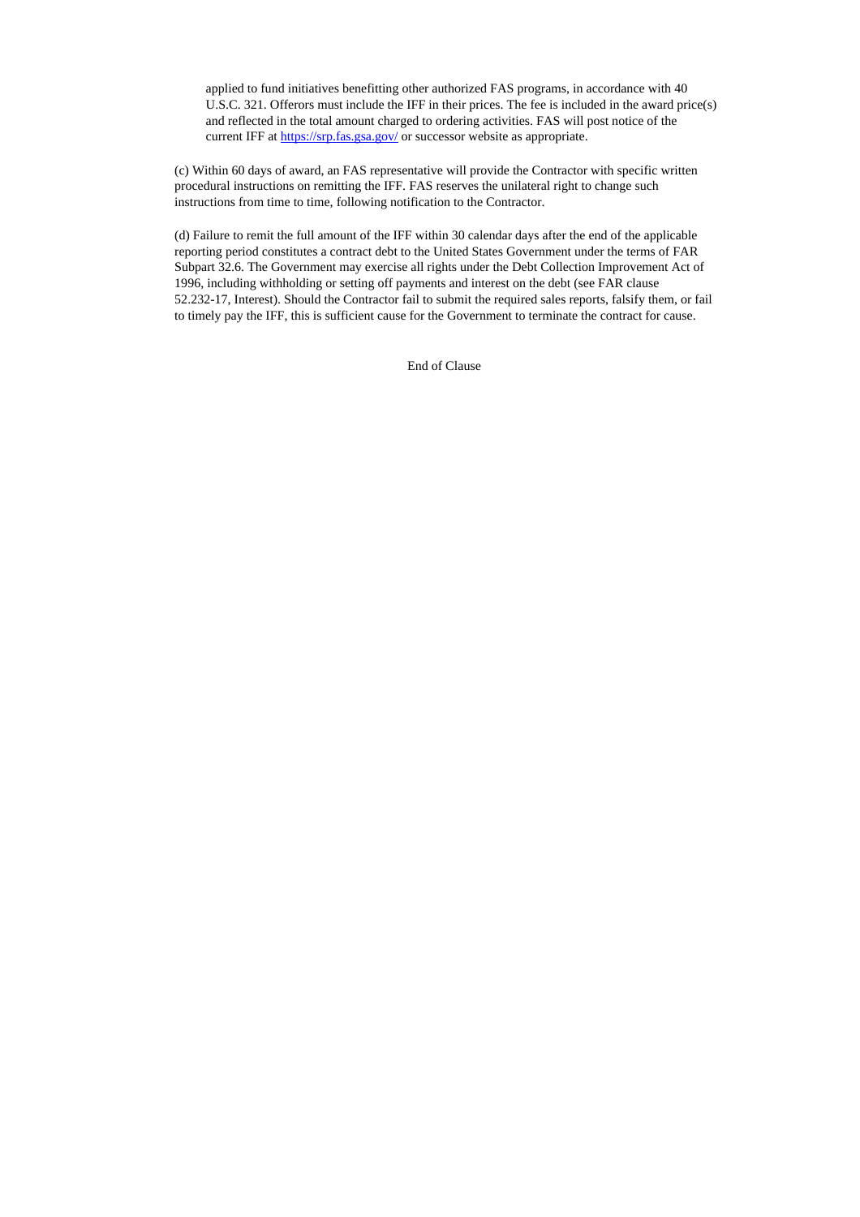applied to fund initiatives benefitting other authorized FAS programs, in accordance with 40 U.S.C. 321. Offerors must include the IFF in their prices. The fee is included in the award price(s) and reflected in the total amount charged to ordering activities. FAS will post notice of the current IFF at https://srp.fas.gsa.gov/ or successor website as appropriate.

(c) Within 60 days of award, an FAS representative will provide the Contractor with specific written procedural instructions on remitting the IFF. FAS reserves the unilateral right to change such instructions from time to time, following notification to the Contractor.

(d) Failure to remit the full amount of the IFF within 30 calendar days after the end of the applicable reporting period constitutes a contract debt to the United States Government under the terms of FAR Subpart 32.6. The Government may exercise all rights under the Debt Collection Improvement Act of 1996, including withholding or setting off payments and interest on the debt (see FAR clause 52.232-17, Interest). Should the Contractor fail to submit the required sales reports, falsify them, or fail to timely pay the IFF, this is sufficient cause for the Government to terminate the contract for cause.

End of Clause